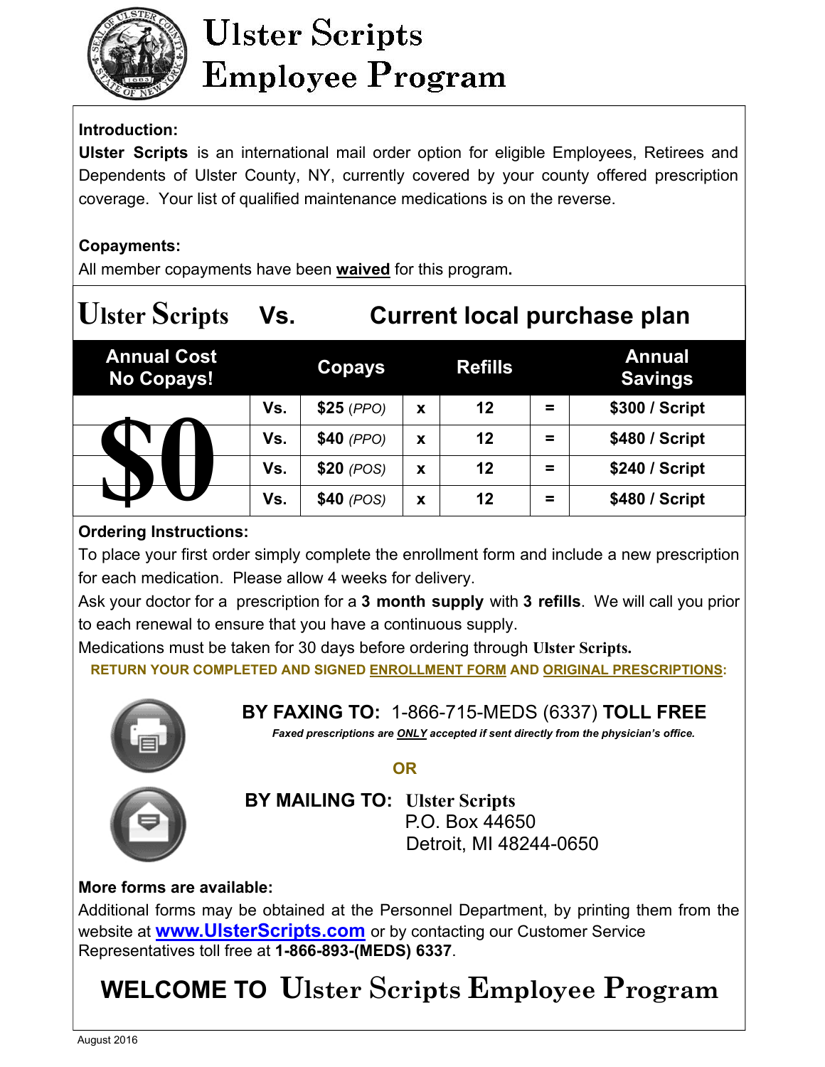# Ulster Scripts Employee Program

**Introduction:**

**Ulster Scripts** is an international mail order option for eligible Employees, Retirees and Dependents of Ulster County, NY, currently covered by your county offered prescription coverage. Your list of qualified maintenance medications is on the reverse.

**Copayments:**

All member copayments have been **waived** for this program.

## Ulster Scripts Vs. Current local purchase plan

| Annual Cost No Copays! | | Copays | | Refills | | Annual Savings |
|---|---|---|---|---|---|---|
| $0 | Vs. | $25 *(PPO)* | x | 12 | = | $300 / Script |
| | Vs. | $40 *(PPO)* | x | 12 | = | $480 / Script |
| | Vs. | $20 *(POS)* | x | 12 | = | $240 / Script |
| | Vs. | $40 *(POS)* | x | 12 | = | $480 / Script |

**Ordering Instructions:**

To place your first order simply complete the enrollment form and include a new prescription for each medication. Please allow 4 weeks for delivery.

Ask your doctor for a prescription for a **3 month supply** with **3 refills**. We will call you prior to each renewal to ensure that you have a continuous supply.

Medications must be taken for 30 days before ordering through **Ulster Scripts.**

**RETURN YOUR COMPLETED AND SIGNED ENROLLMENT FORM AND ORIGINAL PRESCRIPTIONS:**

**BY FAXING TO:** 1-866-715-MEDS (6337) **TOLL FREE**

***Faxed prescriptions are ONLY accepted if sent directly from the physician's office.***

**OR**

**BY MAILING TO:** **Ulster Scripts**
P.O. Box 44650
Detroit, MI 48244-0650

**More forms are available:**

Additional forms may be obtained at the Personnel Department, by printing them from the website at **www.UlsterScripts.com** or by contacting our Customer Service Representatives toll free at **1-866-893-(MEDS) 6337**.

## WELCOME TO Ulster Scripts Employee Program

August 2016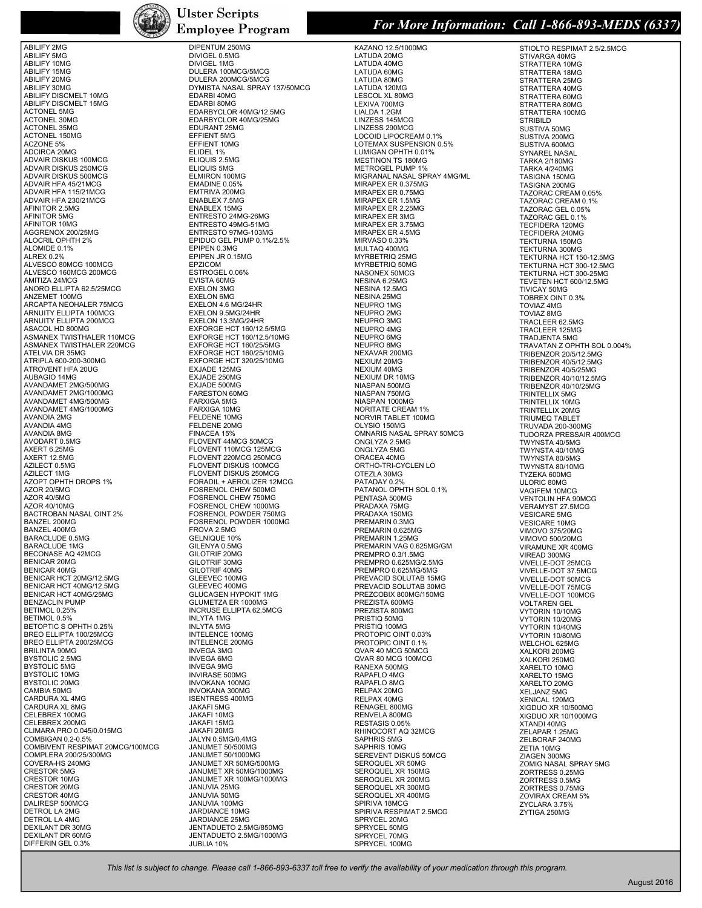# Ulster Scripts Employee Program

***For More Information: Call 1-866-893-MEDS (6337)***

ABILIFY 2MG
ABILIFY 5MG
ABILIFY 10MG
ABILIFY 15MG
ABILIFY 20MG
ABILIFY 30MG
ABILIFY DISCMELT 10MG
ABILIFY DISCMELT 15MG
ACTONEL 5MG
ACTONEL 30MG
ACTONEL 35MG
ACTONEL 150MG
ACZONE 5%
ADCIRCA 20MG
ADVAIR DISKUS 100MCG
ADVAIR DISKUS 250MCG
ADVAIR DISKUS 500MCG
ADVAIR HFA 45/21MCG
ADVAIR HFA 115/21MCG
ADVAIR HFA 230/21MCG
AFINITOR 2.5MG
AFINITOR 5MG
AFINITOR 10MG
AGGRENOX 200/25MG
ALOCRIL OPHTH 2%
ALOMIDE 0.1%
ALREX 0.2%
ALVESCO 80MCG 100MCG
ALVESCO 160MCG 200MCG
AMITIZA 24MCG
ANORO ELLIPTA 62.5/25MCG
ANZEMET 100MG
ARCAPTA NEOHALER 75MCG
ARNUITY ELLIPTA 100MCG
ARNUITY ELLIPTA 200MCG
ASACOL HD 800MG
ASMANEX TWISTHALER 110MCG
ASMANEX TWISTHALER 220MCG
ATELVIA DR 35MG
ATRIPLA 600-200-300MG
ATROVENT HFA 20UG
AUBAGIO 14MG
AVANDAMET 2MG/500MG
AVANDAMET 2MG/1000MG
AVANDAMET 4MG/500MG
AVANDAMET 4MG/1000MG
AVANDIA 2MG
AVANDIA 4MG
AVANDIA 8MG
AVODART 0.5MG
AXERT 6.25MG
AXERT 12.5MG
AZILECT 0.5MG
AZILECT 1MG
AZOPT OPHTH DROPS 1%
AZOR 20/5MG
AZOR 40/5MG
AZOR 40/10MG
BACTROBAN NASAL OINT 2%
BANZEL 200MG
BANZEL 400MG
BARACLUDE 0.5MG
BARACLUDE 1MG
BECONASE AQ 42MCG
BENICAR 20MG
BENICAR 40MG
BENICAR HCT 20MG/12.5MG
BENICAR HCT 40MG/12.5MG
BENICAR HCT 40MG/25MG
BENZACLIN PUMP
BETIMOL 0.25%
BETIMOL 0.5%
BETOPTIC S OPHTH 0.25%
BREO ELLIPTA 100/25MCG
BREO ELLIPTA 200/25MCG
BRILINTA 90MG
BYSTOLIC 2.5MG
BYSTOLIC 5MG
BYSTOLIC 10MG
BYSTOLIC 20MG
CAMBIA 50MG
CARDURA XL 4MG
CARDURA XL 8MG
CELEBREX 100MG
CELEBREX 200MG
CLIMARA PRO 0.045/0.015MG
COMBIGAN 0.2-0.5%
COMBIVENT RESPIMAT 20MCG/100MCG
COMPLERA 200/25/300MG
COVERA-HS 240MG
CRESTOR 5MG
CRESTOR 10MG
CRESTOR 20MG
CRESTOR 40MG
DALIRESP 500MCG
DETROL LA 2MG
DETROL LA 4MG
DEXILANT DR 30MG
DEXILANT DR 60MG
DIFFERIN GEL 0.3%
DIPENTUM 250MG
DIVIGEL 0.5MG
DIVIGEL 1MG
DULERA 100MCG/5MCG
DULERA 200MCG/5MCG
DYMISTA NASAL SPRAY 137/50MCG
EDARBI 40MG
EDARBI 80MG
EDARBYCLOR 40MG/12.5MG
EDARBYCLOR 40MG/25MG
EDURANT 25MG
EFFIENT 5MG
EFFIENT 10MG
ELIDEL 1%
ELIQUIS 2.5MG
ELIQUIS 5MG
ELMIRON 100MG
EMADINE 0.05%
EMTRIVA 200MG
ENABLEX 7.5MG
ENABLEX 15MG
ENTRESTO 24MG-26MG
ENTRESTO 49MG-51MG
ENTRESTO 97MG-103MG
EPIDUO GEL PUMP 0.1%/2.5%
EPIPEN 0.3MG
EPIPEN JR 0.15MG
EPZICOM
ESTROGEL 0.06%
EVISTA 60MG
EXELON 3MG
EXELON 6MG
EXELON 4.6 MG/24HR
EXELON 9.5MG/24HR
EXELON 13.3MG/24HR
EXFORGE HCT 160/12.5/5MG
EXFORGE HCT 160/12.5/10MG
EXFORGE HCT 160/25/5MG
EXFORGE HCT 160/25/10MG
EXFORGE HCT 320/25/10MG
EXJADE 125MG
EXJADE 250MG
EXJADE 500MG
FARESTON 60MG
FARXIGA 5MG
FARXIGA 10MG
FELDENE 10MG
FELDENE 20MG
FINACEA 15%
FLOVENT 44MCG 50MCG
FLOVENT 110MCG 125MCG
FLOVENT 220MCG 250MCG
FLOVENT DISKUS 100MCG
FLOVENT DISKUS 250MCG
FORADIL + AEROLIZER 12MCG
FOSRENOL CHEW 500MG
FOSRENOL CHEW 750MG
FOSRENOL CHEW 1000MG
FOSRENOL POWDER 750MG
FOSRENOL POWDER 1000MG
FROVA 2.5MG
GELNIQUE 10%
GILENYA 0.5MG
GILOTRIF 20MG
GILOTRIF 30MG
GILOTRIF 40MG
GLEEVEC 100MG
GLEEVEC 400MG
GLUCAGEN HYPOKIT 1MG
GLUMETZA ER 1000MG
INCRUSE ELLIPTA 62.5MCG
INLYTA 1MG
INLYTA 5MG
INTELENCE 100MG
INTELENCE 200MG
INVEGA 3MG
INVEGA 6MG
INVEGA 9MG
INVIRASE 500MG
INVOKANA 100MG
INVOKANA 300MG
ISENTRESS 400MG
JAKAFI 5MG
JAKAFI 10MG
JAKAFI 15MG
JAKAFI 20MG
JALYN 0.5MG/0.4MG
JANUMET 50/500MG
JANUMET 50/1000MG
JANUMET XR 50MG/500MG
JANUMET XR 50MG/1000MG
JANUMET XR 100MG/1000MG
JANUVIA 25MG
JANUVIA 50MG
JANUVIA 100MG
JARDIANCE 10MG
JARDIANCE 25MG
JENTADUETO 2.5MG/850MG
JENTADUETO 2.5MG/1000MG
JUBLIA 10%
KAZANO 12.5/1000MG
LATUDA 20MG
LATUDA 40MG
LATUDA 60MG
LATUDA 80MG
LATUDA 120MG
LESCOL XL 80MG
LEXIVA 700MG
LIALDA 1.2GM
LINZESS 145MCG
LINZESS 290MCG
LOCOID LIPOCREAM 0.1%
LOTEMAX SUSPENSION 0.5%
LUMIGAN OPHTH 0.01%
MESTINON TS 180MG
METROGEL PUMP 1%
MIGRANAL NASAL SPRAY 4MG/ML
MIRAPEX ER 0.375MG
MIRAPEX ER 0.75MG
MIRAPEX ER 1.5MG
MIRAPEX ER 2.25MG
MIRAPEX ER 3MG
MIRAPEX ER 3.75MG
MIRAPEX ER 4.5MG
MIRVASO 0.33%
MULTAQ 400MG
MYRBETRIQ 25MG
MYRBETRIQ 50MG
NASONEX 50MCG
NESINA 6.25MG
NESINA 12.5MG
NESINA 25MG
NEUPRO 1MG
NEUPRO 2MG
NEUPRO 3MG
NEUPRO 4MG
NEUPRO 6MG
NEUPRO 8MG
NEXAVAR 200MG
NEXIUM 20MG
NEXIUM 40MG
NEXIUM DR 10MG
NIASPAN 500MG
NIASPAN 750MG
NIASPAN 1000MG
NORITATE CREAM 1%
NORVIR TABLET 100MG
OLYSIO 150MG
OMNARIS NASAL SPRAY 50MCG
ONGLYZA 2.5MG
ONGLYZA 5MG
ORACEA 40MG
ORTHO-TRI-CYCLEN LO
OTEZLA 30MG
PATADAY 0.2%
PATANOL OPHTH SOL 0.1%
PENTASA 500MG
PRADAXA 75MG
PRADAXA 150MG
PREMARIN 0.3MG
PREMARIN 0.625MG
PREMARIN 1.25MG
PREMARIN VAG 0.625MG/GM
PREMPRO 0.3/1.5MG
PREMPRO 0.625MG/2.5MG
PREMPRO 0.625MG/5MG
PREVACID SOLUTAB 15MG
PREVACID SOLUTAB 30MG
PREZCOBIX 800MG/150MG
PREZISTA 600MG
PREZISTA 800MG
PRISTIQ 50MG
PRISTIQ 100MG
PROTOPIC OINT 0.03%
PROTOPIC OINT 0.1%
QVAR 40 MCG 50MCG
QVAR 80 MCG 100MCG
RANEXA 500MG
RAPAFLO 4MG
RAPAFLO 8MG
RELPAX 20MG
RELPAX 40MG
RENAGEL 800MG
RENVELA 800MG
RESTASIS 0.05%
RHINOCORT AQ 32MCG
SAPHRIS 5MG
SAPHRIS 10MG
SEREVENT DISKUS 50MCG
SEROQUEL XR 50MG
SEROQUEL XR 150MG
SEROQUEL XR 200MG
SEROQUEL XR 300MG
SEROQUEL XR 400MG
SPIRIVA 18MCG
SPIRIVA RESPIMAT 2.5MCG
SPRYCEL 20MG
SPRYCEL 50MG
SPRYCEL 70MG
SPRYCEL 100MG
STIOLTO RESPIMAT 2.5/2.5MCG
STIVARGA 40MG
STRATTERA 10MG
STRATTERA 18MG
STRATTERA 25MG
STRATTERA 40MG
STRATTERA 60MG
STRATTERA 80MG
STRATTERA 100MG
STRIBILD
SUSTIVA 50MG
SUSTIVA 200MG
SUSTIVA 600MG
SYNAREL NASAL
TARKA 2/180MG
TARKA 4/240MG
TASIGNA 150MG
TASIGNA 200MG
TAZORAC CREAM 0.05%
TAZORAC CREAM 0.1%
TAZORAC GEL 0.05%
TAZORAC GEL 0.1%
TECFIDERA 120MG
TECFIDERA 240MG
TEKTURNA 150MG
TEKTURNA 300MG
TEKTURNA HCT 150-12.5MG
TEKTURNA HCT 300-12.5MG
TEKTURNA HCT 300-25MG
TEVETEN HCT 600/12.5MG
TIVICAY 50MG
TOBREX OINT 0.3%
TOVIAZ 4MG
TOVIAZ 8MG
TRACLEER 62.5MG
TRACLEER 125MG
TRADJENTA 5MG
TRAVATAN Z OPHTH SOL 0.004%
TRIBENZOR 20/5/12.5MG
TRIBENZOR 40/5/12.5MG
TRIBENZOR 40/5/25MG
TRIBENZOR 40/10/12.5MG
TRIBENZOR 40/10/25MG
TRINTELLIX 5MG
TRINTELLIX 10MG
TRINTELLIX 20MG
TRIUMEQ TABLET
TRUVADA 200-300MG
TUDORZA PRESSAIR 400MCG
TWYNSTA 40/5MG
TWYNSTA 40/10MG
TWYNSTA 80/5MG
TWYNSTA 80/10MG
TYZEKA 600MG
ULORIC 80MG
VAGIFEM 10MCG
VENTOLIN HFA 90MCG
VERAMYST 27.5MCG
VESICARE 5MG
VESICARE 10MG
VIMOVO 375/20MG
VIMOVO 500/20MG
VIRAMUNE XR 400MG
VIREAD 300MG
VIVELLE-DOT 25MCG
VIVELLE-DOT 37.5MCG
VIVELLE-DOT 50MCG
VIVELLE-DOT 75MCG
VIVELLE-DOT 100MCG
VOLTAREN GEL
VYTORIN 10/10MG
VYTORIN 10/20MG
VYTORIN 10/40MG
VYTORIN 10/80MG
WELCHOL 625MG
XALKORI 200MG
XALKORI 250MG
XARELTO 10MG
XARELTO 15MG
XARELTO 20MG
XELJANZ 5MG
XENICAL 120MG
XIGDUO XR 10/500MG
XIGDUO XR 10/1000MG
XTANDI 40MG
ZELAPAR 1.25MG
ZELBORAF 240MG
ZETIA 10MG
ZIAGEN 300MG
ZOMIG NASAL SPRAY 5MG
ZORTRESS 0.25MG
ZORTRESS 0.5MG
ZORTRESS 0.75MG
ZOVIRAX CREAM 5%
ZYCLARA 3.75%
ZYTIGA 250MG

*This list is subject to change. Please call 1-866-893-6337 toll free to verify the availability of your medication through this program.*

August 2016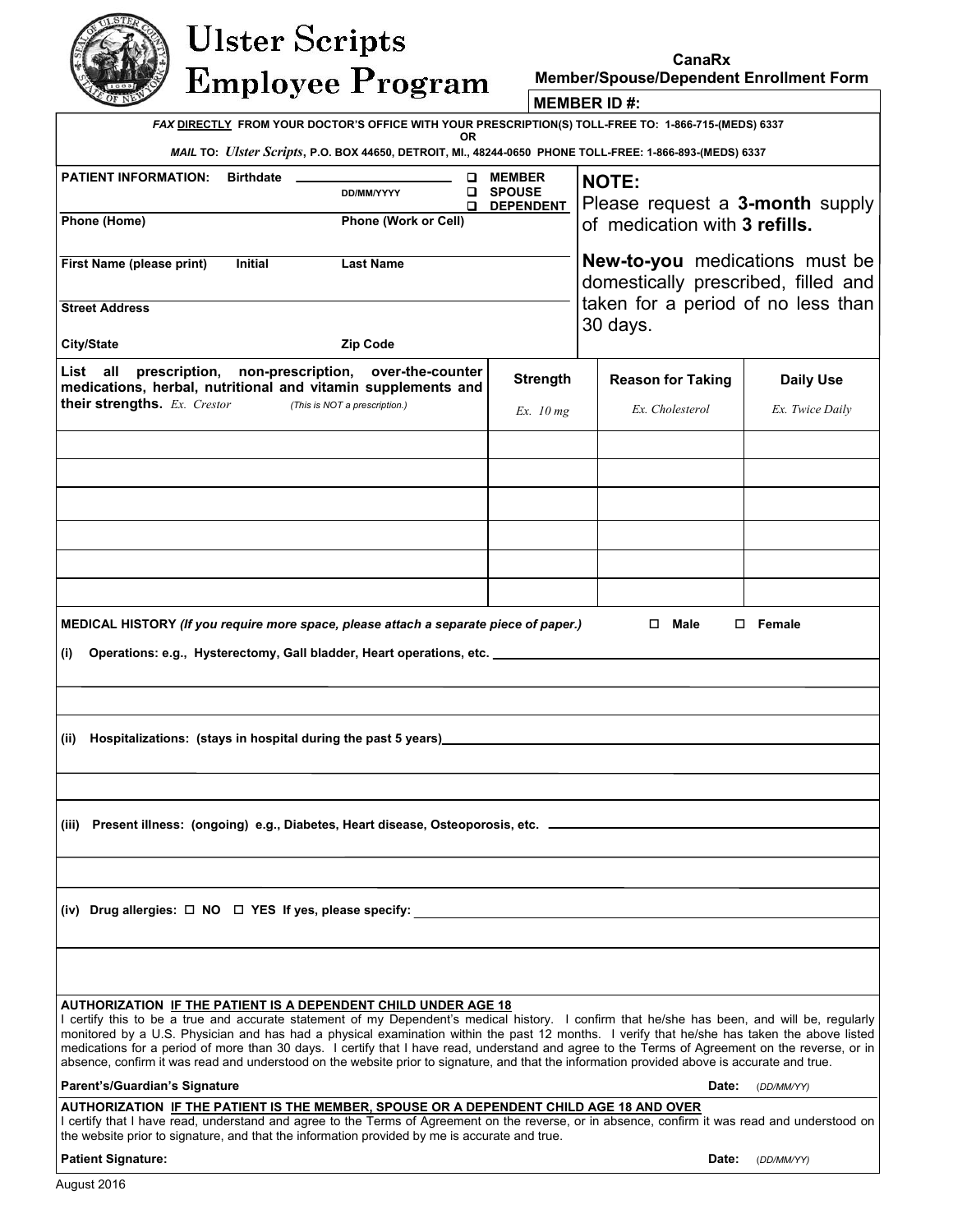# Ulster Scripts Employee Program

**CanaRx**
**Member/Spouse/Dependent Enrollment Form**

**MEMBER ID #:**

***FAX* DIRECTLY FROM YOUR DOCTOR'S OFFICE WITH YOUR PRESCRIPTION(S) TOLL-FREE TO: 1-866-715-(MEDS) 6337**

**OR**

***MAIL* TO: *Ulster Scripts*, P.O. BOX 44650, DETROIT, MI., 48244-0650 PHONE TOLL-FREE: 1-866-893-(MEDS) 6337**

**PATIENT INFORMATION:** **Birthdate** ____________ DD/MM/YYYY

☐ MEMBER
☐ SPOUSE
☐ DEPENDENT

**Phone (Home)** **Phone (Work or Cell)**

**First Name (please print)** **Initial** **Last Name**

**Street Address**

**City/State** **Zip Code**

**NOTE:**
Please request a **3-month** supply of medication with **3 refills.**

**New-to-you** medications must be domestically prescribed, filled and taken for a period of no less than 30 days.

| **List all prescription, non-prescription, over-the-counter medications, herbal, nutritional and vitamin supplements and their strengths.** *Ex. Crestor* *(This is NOT a prescription.)* | **Strength** *Ex. 10 mg* | **Reason for Taking** *Ex. Cholesterol* | **Daily Use** *Ex. Twice Daily* |
|---|---|---|---|
| | | | |
| | | | |
| | | | |
| | | | |
| | | | |
| | | | |

**MEDICAL HISTORY** ***(If you require more space, please attach a separate piece of paper.)*** ☐ **Male** ☐ **Female**

**(i) Operations: e.g., Hysterectomy, Gall bladder, Heart operations, etc.** ____________

**(ii) Hospitalizations: (stays in hospital during the past 5 years)** ____________

**(iii) Present illness: (ongoing) e.g., Diabetes, Heart disease, Osteoporosis, etc.** ____________

**(iv) Drug allergies:** ☐ **NO** ☐ **YES If yes, please specify:** ____________

**AUTHORIZATION IF THE PATIENT IS A DEPENDENT CHILD UNDER AGE 18**
I certify this to be a true and accurate statement of my Dependent's medical history. I confirm that he/she has been, and will be, regularly monitored by a U.S. Physician and has had a physical examination within the past 12 months. I verify that he/she has taken the above listed medications for a period of more than 30 days. I certify that I have read, understand and agree to the Terms of Agreement on the reverse, or in absence, confirm it was read and understood on the website prior to signature, and that the information provided above is accurate and true.

**Parent's/Guardian's Signature** **Date:** (DD/MM/YY)

**AUTHORIZATION IF THE PATIENT IS THE MEMBER, SPOUSE OR A DEPENDENT CHILD AGE 18 AND OVER**
I certify that I have read, understand and agree to the Terms of Agreement on the reverse, or in absence, confirm it was read and understood on the website prior to signature, and that the information provided by me is accurate and true.

**Patient Signature:** **Date:** (DD/MM/YY)

August 2016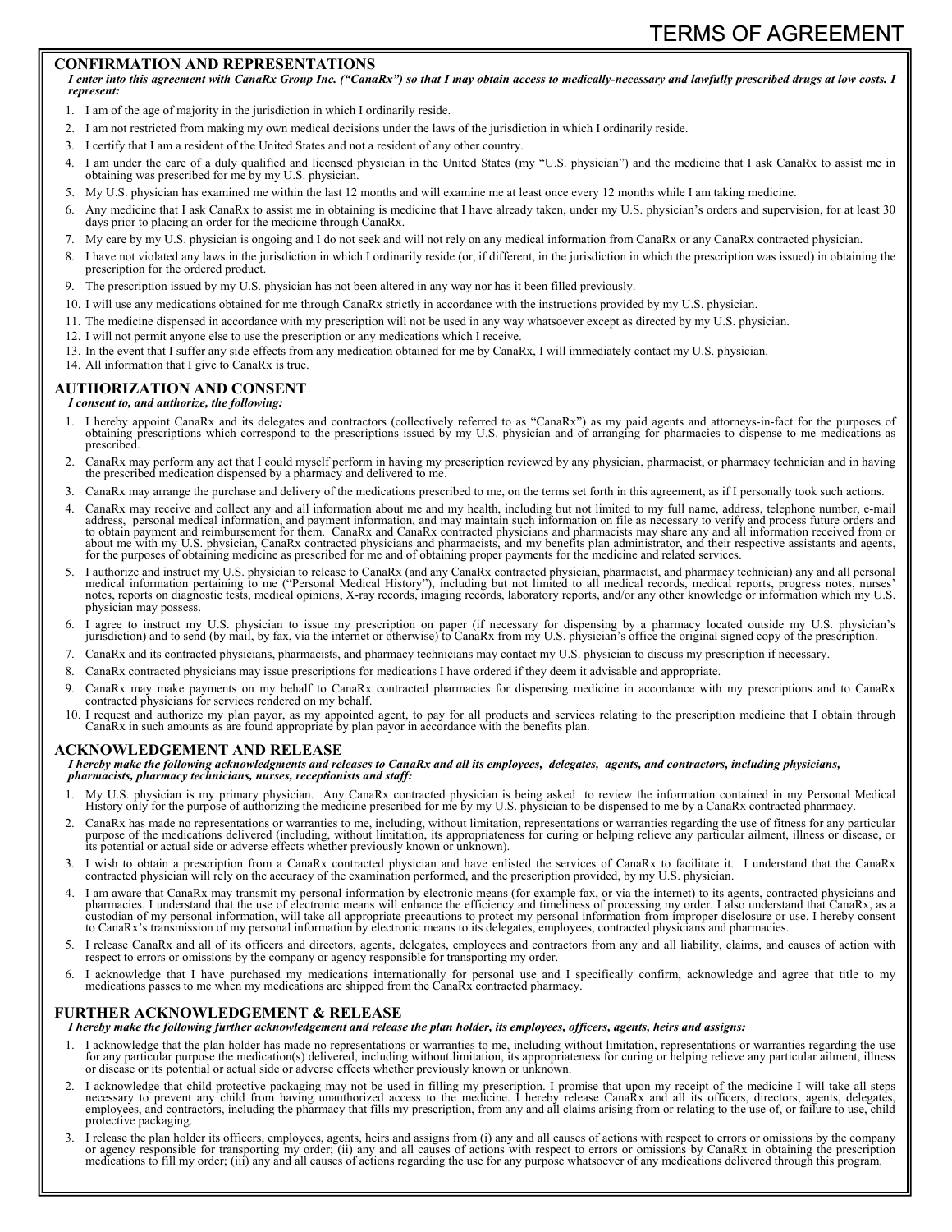# TERMS OF AGREEMENT

## CONFIRMATION AND REPRESENTATIONS

***I enter into this agreement with CanaRx Group Inc. ("CanaRx") so that I may obtain access to medically-necessary and lawfully prescribed drugs at low costs. I represent:***

1. I am of the age of majority in the jurisdiction in which I ordinarily reside.
2. I am not restricted from making my own medical decisions under the laws of the jurisdiction in which I ordinarily reside.
3. I certify that I am a resident of the United States and not a resident of any other country.
4. I am under the care of a duly qualified and licensed physician in the United States (my "U.S. physician") and the medicine that I ask CanaRx to assist me in obtaining was prescribed for me by my U.S. physician.
5. My U.S. physician has examined me within the last 12 months and will examine me at least once every 12 months while I am taking medicine.
6. Any medicine that I ask CanaRx to assist me in obtaining is medicine that I have already taken, under my U.S. physician's orders and supervision, for at least 30 days prior to placing an order for the medicine through CanaRx.
7. My care by my U.S. physician is ongoing and I do not seek and will not rely on any medical information from CanaRx or any CanaRx contracted physician.
8. I have not violated any laws in the jurisdiction in which I ordinarily reside (or, if different, in the jurisdiction in which the prescription was issued) in obtaining the prescription for the ordered product.
9. The prescription issued by my U.S. physician has not been altered in any way nor has it been filled previously.
10. I will use any medications obtained for me through CanaRx strictly in accordance with the instructions provided by my U.S. physician.
11. The medicine dispensed in accordance with my prescription will not be used in any way whatsoever except as directed by my U.S. physician.
12. I will not permit anyone else to use the prescription or any medications which I receive.
13. In the event that I suffer any side effects from any medication obtained for me by CanaRx, I will immediately contact my U.S. physician.
14. All information that I give to CanaRx is true.

## AUTHORIZATION AND CONSENT

***I consent to, and authorize, the following:***

1. I hereby appoint CanaRx and its delegates and contractors (collectively referred to as "CanaRx") as my paid agents and attorneys-in-fact for the purposes of obtaining prescriptions which correspond to the prescriptions issued by my U.S. physician and of arranging for pharmacies to dispense to me medications as prescribed.
2. CanaRx may perform any act that I could myself perform in having my prescription reviewed by any physician, pharmacist, or pharmacy technician and in having the prescribed medication dispensed by a pharmacy and delivered to me.
3. CanaRx may arrange the purchase and delivery of the medications prescribed to me, on the terms set forth in this agreement, as if I personally took such actions.
4. CanaRx may receive and collect any and all information about me and my health, including but not limited to my full name, address, telephone number, e-mail address, personal medical information, and payment information, and may maintain such information on file as necessary to verify and process future orders and to obtain payment and reimbursement for them. CanaRx and CanaRx contracted physicians and pharmacists may share any and all information received from or about me with my U.S. physician, CanaRx contracted physicians and pharmacists, and my benefits plan administrator, and their respective assistants and agents, for the purposes of obtaining medicine as prescribed for me and of obtaining proper payments for the medicine and related services.
5. I authorize and instruct my U.S. physician to release to CanaRx (and any CanaRx contracted physician, pharmacist, and pharmacy technician) any and all personal medical information pertaining to me ("Personal Medical History"), including but not limited to all medical records, medical reports, progress notes, nurses' notes, reports on diagnostic tests, medical opinions, X-ray records, imaging records, laboratory reports, and/or any other knowledge or information which my U.S. physician may possess.
6. I agree to instruct my U.S. physician to issue my prescription on paper (if necessary for dispensing by a pharmacy located outside my U.S. physician's jurisdiction) and to send (by mail, by fax, via the internet or otherwise) to CanaRx from my U.S. physician's office the original signed copy of the prescription.
7. CanaRx and its contracted physicians, pharmacists, and pharmacy technicians may contact my U.S. physician to discuss my prescription if necessary.
8. CanaRx contracted physicians may issue prescriptions for medications I have ordered if they deem it advisable and appropriate.
9. CanaRx may make payments on my behalf to CanaRx contracted pharmacies for dispensing medicine in accordance with my prescriptions and to CanaRx contracted physicians for services rendered on my behalf.
10. I request and authorize my plan payor, as my appointed agent, to pay for all products and services relating to the prescription medicine that I obtain through CanaRx in such amounts as are found appropriate by plan payor in accordance with the benefits plan.

## ACKNOWLEDGEMENT AND RELEASE

***I hereby make the following acknowledgments and releases to CanaRx and all its employees, delegates, agents, and contractors, including physicians, pharmacists, pharmacy technicians, nurses, receptionists and staff:***

1. My U.S. physician is my primary physician. Any CanaRx contracted physician is being asked to review the information contained in my Personal Medical History only for the purpose of authorizing the medicine prescribed for me by my U.S. physician to be dispensed to me by a CanaRx contracted pharmacy.
2. CanaRx has made no representations or warranties to me, including, without limitation, representations or warranties regarding the use of fitness for any particular purpose of the medications delivered (including, without limitation, its appropriateness for curing or helping relieve any particular ailment, illness or disease, or its potential or actual side or adverse effects whether previously known or unknown).
3. I wish to obtain a prescription from a CanaRx contracted physician and have enlisted the services of CanaRx to facilitate it. I understand that the CanaRx contracted physician will rely on the accuracy of the examination performed, and the prescription provided, by my U.S. physician.
4. I am aware that CanaRx may transmit my personal information by electronic means (for example fax, or via the internet) to its agents, contracted physicians and pharmacies. I understand that the use of electronic means will enhance the efficiency and timeliness of processing my order. I also understand that CanaRx, as a custodian of my personal information, will take all appropriate precautions to protect my personal information from improper disclosure or use. I hereby consent to CanaRx's transmission of my personal information by electronic means to its delegates, employees, contracted physicians and pharmacies.
5. I release CanaRx and all of its officers and directors, agents, delegates, employees and contractors from any and all liability, claims, and causes of action with respect to errors or omissions by the company or agency responsible for transporting my order.
6. I acknowledge that I have purchased my medications internationally for personal use and I specifically confirm, acknowledge and agree that title to my medications passes to me when my medications are shipped from the CanaRx contracted pharmacy.

## FURTHER ACKNOWLEDGEMENT & RELEASE

***I hereby make the following further acknowledgement and release the plan holder, its employees, officers, agents, heirs and assigns:***

1. I acknowledge that the plan holder has made no representations or warranties to me, including without limitation, representations or warranties regarding the use for any particular purpose the medication(s) delivered, including without limitation, its appropriateness for curing or helping relieve any particular ailment, illness or disease or its potential or actual side or adverse effects whether previously known or unknown.
2. I acknowledge that child protective packaging may not be used in filling my prescription. I promise that upon my receipt of the medicine I will take all steps necessary to prevent any child from having unauthorized access to the medicine. I hereby release CanaRx and all its officers, directors, agents, delegates, employees, and contractors, including the pharmacy that fills my prescription, from any and all claims arising from or relating to the use of, or failure to use, child protective packaging.
3. I release the plan holder its officers, employees, agents, heirs and assigns from (i) any and all causes of actions with respect to errors or omissions by the company or agency responsible for transporting my order; (ii) any and all causes of actions with respect to errors or omissions by CanaRx in obtaining the prescription medications to fill my order; (iii) any and all causes of actions regarding the use for any purpose whatsoever of any medications delivered through this program.